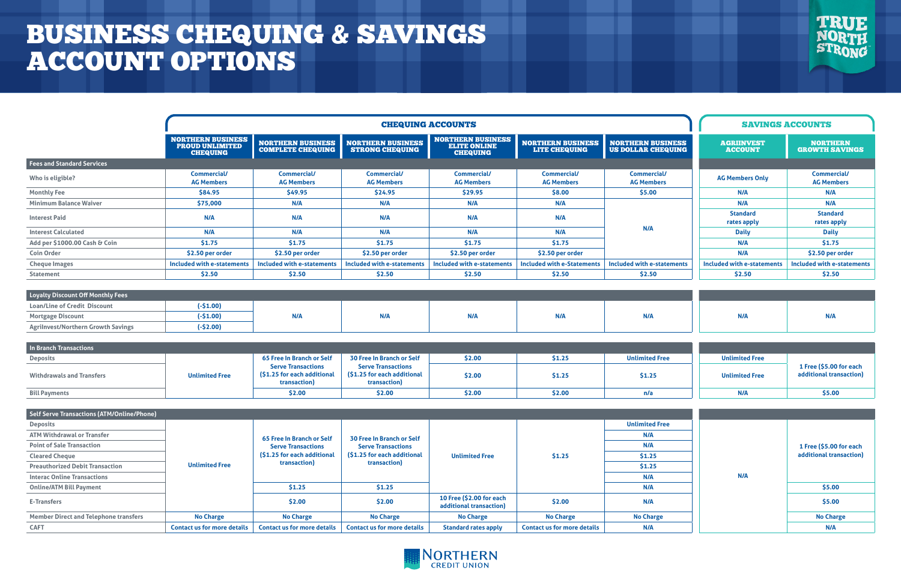# BUSINESS CHEQUING & SAVINGS ACCOUNT OPTIONS

TRUE NORTH STRONG

| | CHEQUING ACCOUNTS | | | | | | SAVINGS ACCOUNTS | |
|---|---|---|---|---|---|---|---|---|
| | NORTHERN BUSINESS PROUD UNLIMITED CHEQUING | NORTHERN BUSINESS COMPLETE CHEQUING | NORTHERN BUSINESS STRONG CHEQUING | NORTHERN BUSINESS ELITE ONLINE CHEQUING | NORTHERN BUSINESS LITE CHEQUING | NORTHERN BUSINESS US DOLLAR CHEQUING | AGRIINVEST ACCOUNT | NORTHERN GROWTH SAVINGS |
| **Fees and Standard Services** | | | | | | | | |
| Who is eligible? | Commercial/ AG Members | Commercial/ AG Members | Commercial/ AG Members | Commercial/ AG Members | Commercial/ AG Members | Commercial/ AG Members | AG Members Only | Commercial/ AG Members |
| Monthly Fee | $84.95 | $49.95 | $24.95 | $29.95 | $8.00 | $5.00 | N/A | N/A |
| Minimum Balance Waiver | $75,000 | N/A | N/A | N/A | N/A | N/A | N/A | N/A |
| Interest Paid | N/A | N/A | N/A | N/A | N/A | N/A | Standard rates apply | Standard rates apply |
| Interest Calculated | N/A | N/A | N/A | N/A | N/A | N/A | Daily | Daily |
| Add per $1000.00 Cash & Coin | $1.75 | $1.75 | $1.75 | $1.75 | $1.75 | N/A | N/A | $1.75 |
| Coin Order | $2.50 per order | $2.50 per order | $2.50 per order | $2.50 per order | $2.50 per order | N/A | N/A | $2.50 per order |
| Cheque Images | Included with e-statements | Included with e-statements | Included with e-statements | Included with e-statements | Included with e-Statements | Included with e-statements | Included with e-statements | Included with e-statements |
| Statement | $2.50 | $2.50 | $2.50 | $2.50 | $2.50 | $2.50 | $2.50 | $2.50 |
| **Loyalty Discount Off Monthly Fees** | | | | | | | | |
| Loan/Line of Credit Discount | (-$1.00) | N/A | N/A | N/A | N/A | N/A | N/A | N/A |
| Mortgage Discount | (-$1.00) | N/A | N/A | N/A | N/A | N/A | N/A | N/A |
| AgriInvest/Northern Growth Savings | (-$2.00) | N/A | N/A | N/A | N/A | N/A | N/A | N/A |
| **In Branch Transactions** | | | | | | | | |
| Deposits | Unlimited Free | 65 Free In Branch or Self Serve Transactions ($1.25 for each additional transaction) | 30 Free In Branch or Self Serve Transactions ($1.25 for each additional transaction) | $2.00 | $1.25 | Unlimited Free | Unlimited Free | 1 Free ($5.00 for each additional transaction) |
| Withdrawals and Transfers | Unlimited Free | 65 Free In Branch or Self Serve Transactions ($1.25 for each additional transaction) | 30 Free In Branch or Self Serve Transactions ($1.25 for each additional transaction) | $2.00 | $1.25 | $1.25 | Unlimited Free | 1 Free ($5.00 for each additional transaction) |
| Bill Payments | Unlimited Free | $2.00 | $2.00 | $2.00 | $2.00 | n/a | N/A | $5.00 |
| **Self Serve Transactions (ATM/Online/Phone)** | | | | | | | | |
| Deposits | Unlimited Free | 65 Free In Branch or Self Serve Transactions ($1.25 for each additional transaction) | 30 Free In Branch or Self Serve Transactions ($1.25 for each additional transaction) | Unlimited Free | $1.25 | Unlimited Free | N/A | 1 Free ($5.00 for each additional transaction) |
| ATM Withdrawal or Transfer | Unlimited Free | 65 Free In Branch or Self Serve Transactions ($1.25 for each additional transaction) | 30 Free In Branch or Self Serve Transactions ($1.25 for each additional transaction) | Unlimited Free | $1.25 | N/A | N/A | 1 Free ($5.00 for each additional transaction) |
| Point of Sale Transaction | Unlimited Free | 65 Free In Branch or Self Serve Transactions ($1.25 for each additional transaction) | 30 Free In Branch or Self Serve Transactions ($1.25 for each additional transaction) | Unlimited Free | $1.25 | N/A | N/A | 1 Free ($5.00 for each additional transaction) |
| Cleared Cheque | Unlimited Free | 65 Free In Branch or Self Serve Transactions ($1.25 for each additional transaction) | 30 Free In Branch or Self Serve Transactions ($1.25 for each additional transaction) | Unlimited Free | $1.25 | $1.25 | N/A | 1 Free ($5.00 for each additional transaction) |
| Preauthorized Debit Transaction | Unlimited Free | 65 Free In Branch or Self Serve Transactions ($1.25 for each additional transaction) | 30 Free In Branch or Self Serve Transactions ($1.25 for each additional transaction) | Unlimited Free | $1.25 | $1.25 | N/A | 1 Free ($5.00 for each additional transaction) |
| Interac Online Transactions | Unlimited Free | 65 Free In Branch or Self Serve Transactions ($1.25 for each additional transaction) | 30 Free In Branch or Self Serve Transactions ($1.25 for each additional transaction) | Unlimited Free | $1.25 | N/A | N/A | 1 Free ($5.00 for each additional transaction) |
| Online/ATM Bill Payment | Unlimited Free | $1.25 | $1.25 | Unlimited Free | $1.25 | N/A | N/A | $5.00 |
| E-Transfers | Unlimited Free | $2.00 | $2.00 | 10 Free ($2.00 for each additional transaction) | $2.00 | N/A | N/A | $5.00 |
| Member Direct and Telephone transfers | No Charge | No Charge | No Charge | No Charge | No Charge | No Charge | N/A | No Charge |
| CAFT | Contact us for more details | Contact us for more details | Contact us for more details | Standard rates apply | Contact us for more details | N/A | N/A | N/A |

NORTHERN CREDIT UNION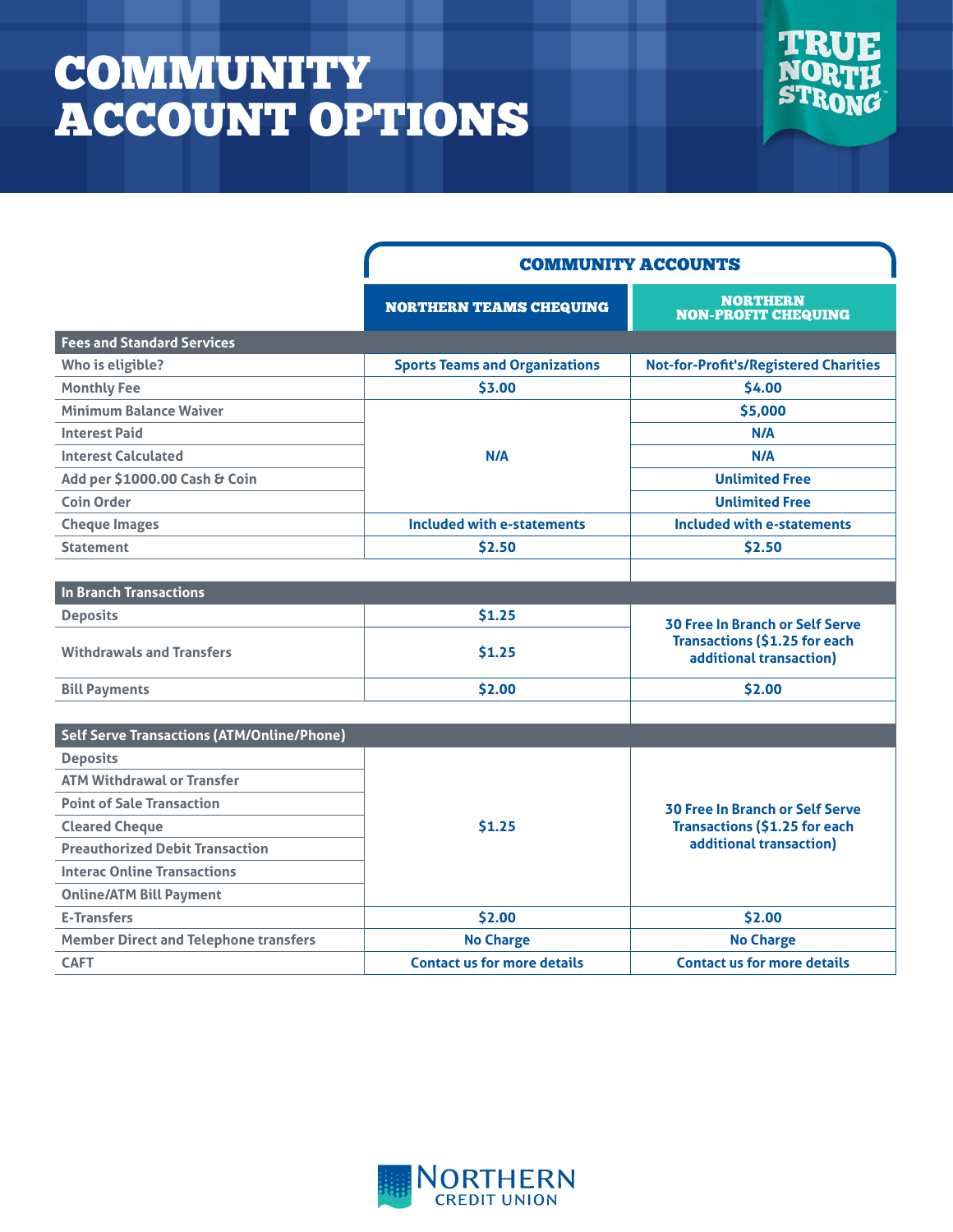# COMMUNITY ACCOUNT OPTIONS

TRUE NORTH STRONG

| | COMMUNITY ACCOUNTS | |
|---|---|---|
| | NORTHERN TEAMS CHEQUING | NORTHERN NON-PROFIT CHEQUING |
| **Fees and Standard Services** | | |
| Who is eligible? | Sports Teams and Organizations | Not-for-Profit's/Registered Charities |
| Monthly Fee | $3.00 | $4.00 |
| Minimum Balance Waiver | N/A | $5,000 |
| Interest Paid | N/A | N/A |
| Interest Calculated | N/A | N/A |
| Add per $1000.00 Cash & Coin | N/A | Unlimited Free |
| Coin Order | N/A | Unlimited Free |
| Cheque Images | Included with e-statements | Included with e-statements |
| Statement | $2.50 | $2.50 |
| **In Branch Transactions** | | |
| Deposits | $1.25 | 30 Free In Branch or Self Serve Transactions ($1.25 for each additional transaction) |
| Withdrawals and Transfers | $1.25 | 30 Free In Branch or Self Serve Transactions ($1.25 for each additional transaction) |
| Bill Payments | $2.00 | $2.00 |
| **Self Serve Transactions (ATM/Online/Phone)** | | |
| Deposits | $1.25 | 30 Free In Branch or Self Serve Transactions ($1.25 for each additional transaction) |
| ATM Withdrawal or Transfer | $1.25 | 30 Free In Branch or Self Serve Transactions ($1.25 for each additional transaction) |
| Point of Sale Transaction | $1.25 | 30 Free In Branch or Self Serve Transactions ($1.25 for each additional transaction) |
| Cleared Cheque | $1.25 | 30 Free In Branch or Self Serve Transactions ($1.25 for each additional transaction) |
| Preauthorized Debit Transaction | $1.25 | 30 Free In Branch or Self Serve Transactions ($1.25 for each additional transaction) |
| Interac Online Transactions | $1.25 | 30 Free In Branch or Self Serve Transactions ($1.25 for each additional transaction) |
| Online/ATM Bill Payment | $1.25 | 30 Free In Branch or Self Serve Transactions ($1.25 for each additional transaction) |
| E-Transfers | $2.00 | $2.00 |
| Member Direct and Telephone transfers | No Charge | No Charge |
| CAFT | Contact us for more details | Contact us for more details |

NORTHERN CREDIT UNION